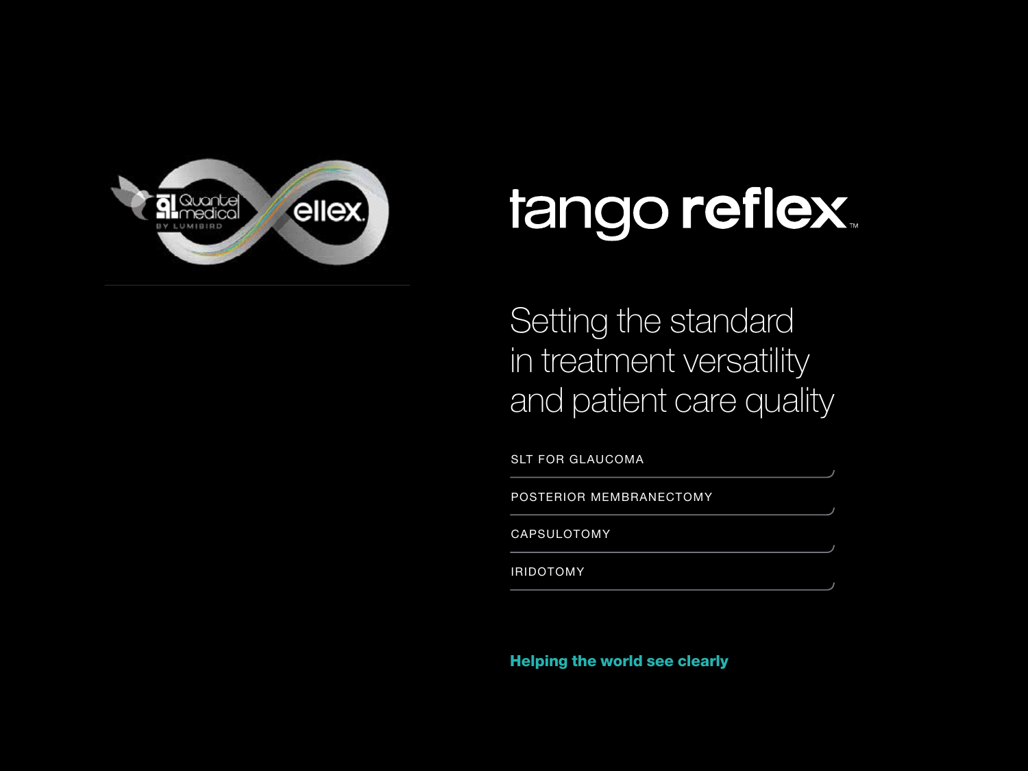Quantel medical BY LUMIBIRD

ellex

# tango reflex™

## Setting the standard in treatment versatility and patient care quality

- SLT FOR GLAUCOMA
- POSTERIOR MEMBRANECTOMY
- CAPSULOTOMY
- IRIDOTOMY

**Helping the world see clearly**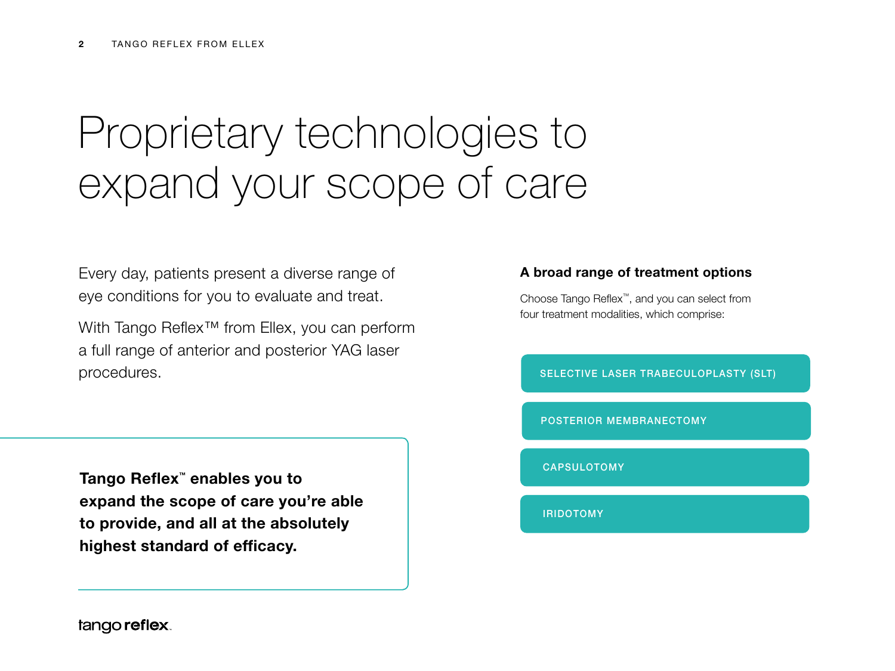# Proprietary technologies to expand your scope of care

Every day, patients present a diverse range of eye conditions for you to evaluate and treat.

With Tango Reflex™ from Ellex, you can perform a full range of anterior and posterior YAG laser procedures.

**Tango Reflex™ enables you to expand the scope of care you're able to provide, and all at the absolutely highest standard of efficacy.**

### A broad range of treatment options

Choose Tango Reflex™, and you can select from four treatment modalities, which comprise:

- SELECTIVE LASER TRABECULOPLASTY (SLT)
- POSTERIOR MEMBRANECTOMY
- CAPSULOTOMY
- IRIDOTOMY

tango reflex.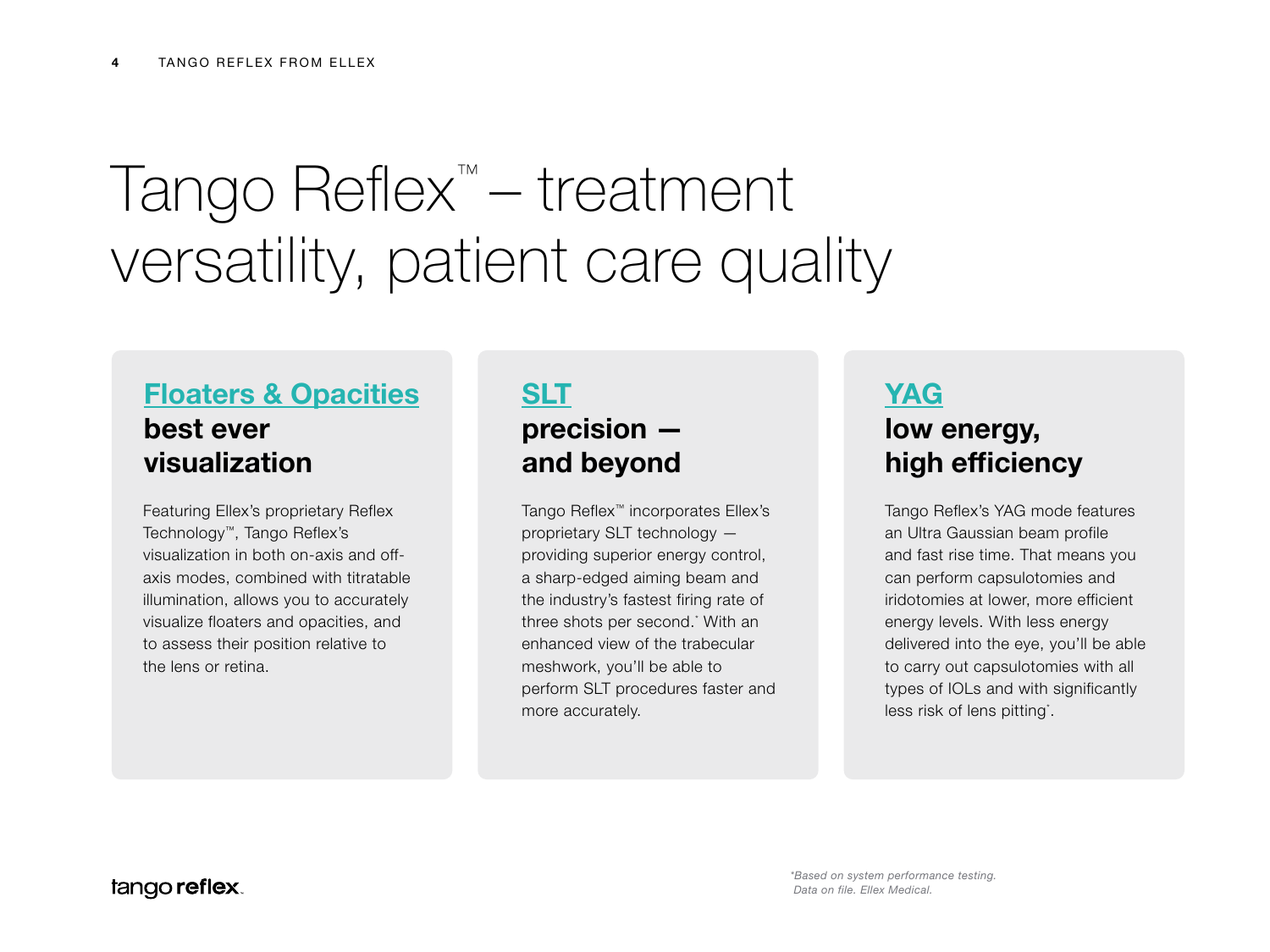# Tango Reflex™ – treatment versatility, patient care quality

## Floaters & Opacities

**best ever visualization**

Featuring Ellex's proprietary Reflex Technology™, Tango Reflex's visualization in both on-axis and off-axis modes, combined with titratable illumination, allows you to accurately visualize floaters and opacities, and to assess their position relative to the lens or retina.

## SLT

**precision — and beyond**

Tango Reflex™ incorporates Ellex's proprietary SLT technology — providing superior energy control, a sharp-edged aiming beam and the industry's fastest firing rate of three shots per second.* With an enhanced view of the trabecular meshwork, you'll be able to perform SLT procedures faster and more accurately.

## YAG

**low energy, high efficiency**

Tango Reflex's YAG mode features an Ultra Gaussian beam profile and fast rise time. That means you can perform capsulotomies and iridotomies at lower, more efficient energy levels. With less energy delivered into the eye, you'll be able to carry out capsulotomies with all types of IOLs and with significantly less risk of lens pitting*.

tango reflex.

*Based on system performance testing. Data on file. Ellex Medical.*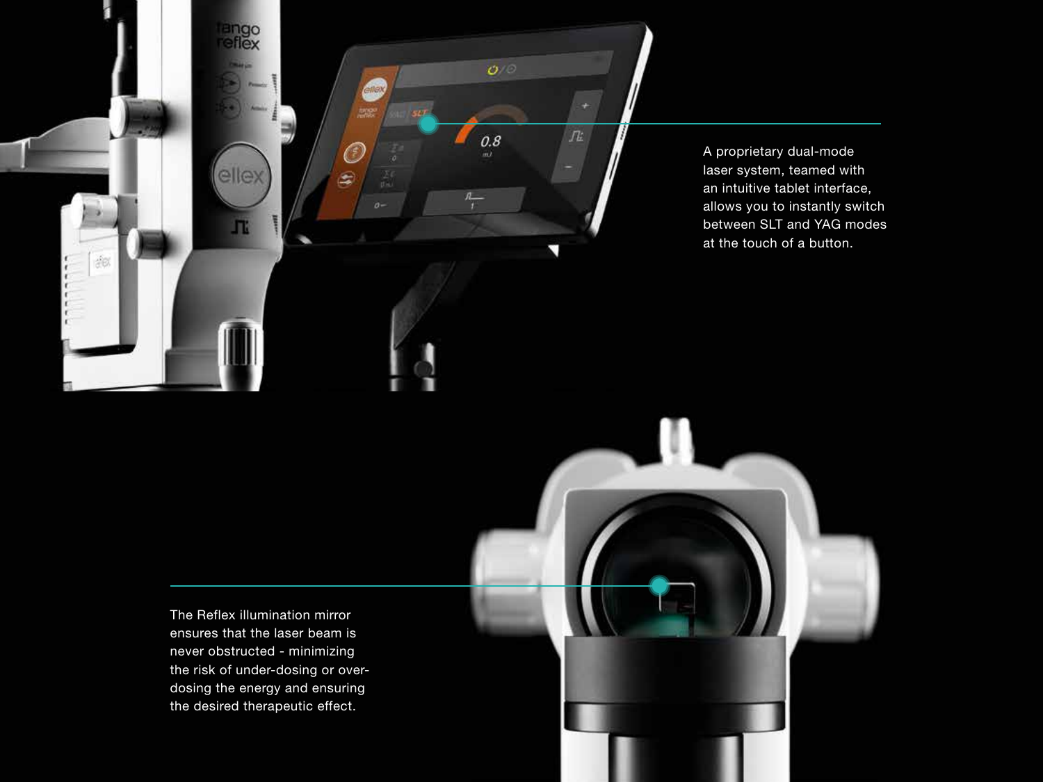A proprietary dual-mode laser system, teamed with an intuitive tablet interface, allows you to instantly switch between SLT and YAG modes at the touch of a button.

The Reflex illumination mirror ensures that the laser beam is never obstructed - minimizing the risk of under-dosing or over-dosing the energy and ensuring the desired therapeutic effect.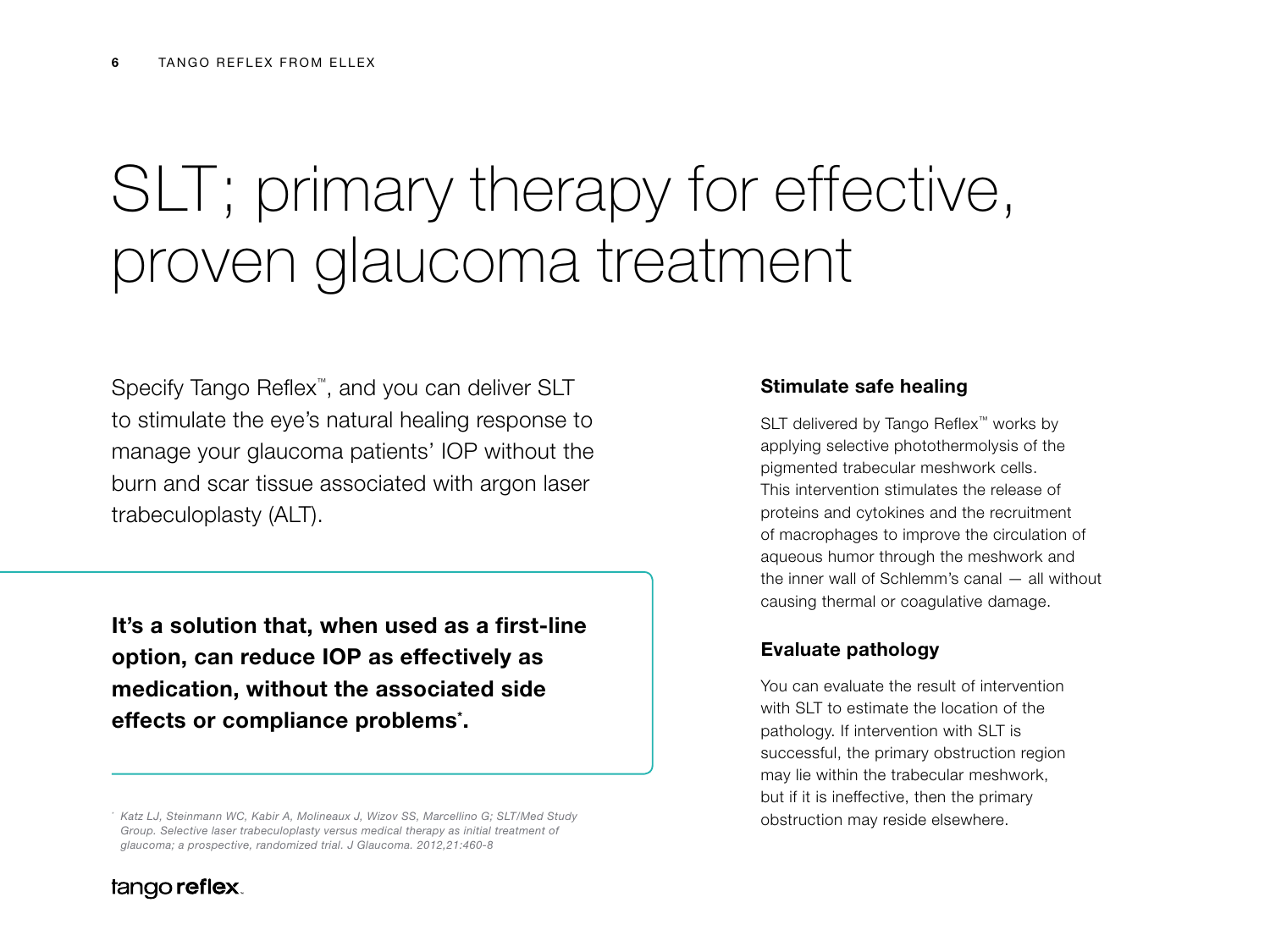# SLT; primary therapy for effective, proven glaucoma treatment

Specify Tango Reflex™, and you can deliver SLT to stimulate the eye's natural healing response to manage your glaucoma patients' IOP without the burn and scar tissue associated with argon laser trabeculoplasty (ALT).

**It's a solution that, when used as a first-line option, can reduce IOP as effectively as medication, without the associated side effects or compliance problems*.**

*\* Katz LJ, Steinmann WC, Kabir A, Molineaux J, Wizov SS, Marcellino G; SLT/Med Study Group. Selective laser trabeculoplasty versus medical therapy as initial treatment of glaucoma; a prospective, randomized trial. J Glaucoma. 2012,21:460-8*

### Stimulate safe healing

SLT delivered by Tango Reflex™ works by applying selective photothermolysis of the pigmented trabecular meshwork cells. This intervention stimulates the release of proteins and cytokines and the recruitment of macrophages to improve the circulation of aqueous humor through the meshwork and the inner wall of Schlemm's canal — all without causing thermal or coagulative damage.

### Evaluate pathology

You can evaluate the result of intervention with SLT to estimate the location of the pathology. If intervention with SLT is successful, the primary obstruction region may lie within the trabecular meshwork, but if it is ineffective, then the primary obstruction may reside elsewhere.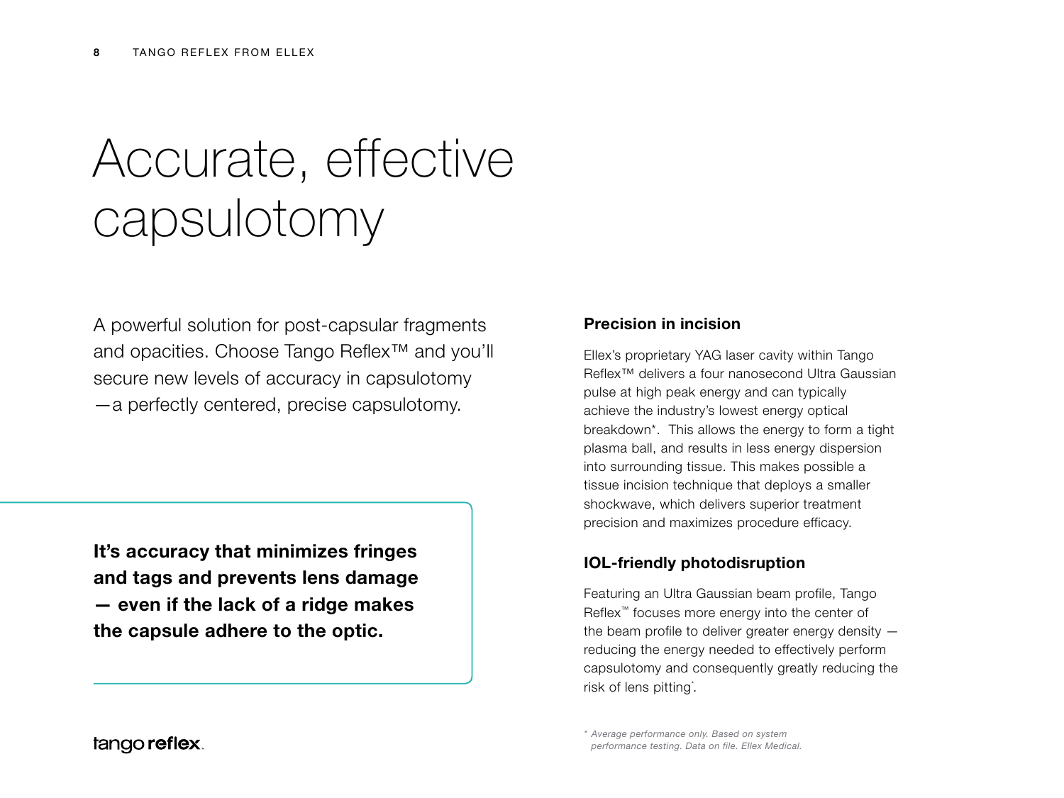# Accurate, effective capsulotomy

A powerful solution for post-capsular fragments and opacities. Choose Tango Reflex™ and you'll secure new levels of accuracy in capsulotomy —a perfectly centered, precise capsulotomy.

**It's accuracy that minimizes fringes and tags and prevents lens damage — even if the lack of a ridge makes the capsule adhere to the optic.**

### Precision in incision

Ellex's proprietary YAG laser cavity within Tango Reflex™ delivers a four nanosecond Ultra Gaussian pulse at high peak energy and can typically achieve the industry's lowest energy optical breakdown*. This allows the energy to form a tight plasma ball, and results in less energy dispersion into surrounding tissue. This makes possible a tissue incision technique that deploys a smaller shockwave, which delivers superior treatment precision and maximizes procedure efficacy.

### IOL-friendly photodisruption

Featuring an Ultra Gaussian beam profile, Tango Reflex™ focuses more energy into the center of the beam profile to deliver greater energy density — reducing the energy needed to effectively perform capsulotomy and consequently greatly reducing the risk of lens pitting*.

tango reflex

*\* Average performance only. Based on system performance testing. Data on file. Ellex Medical.*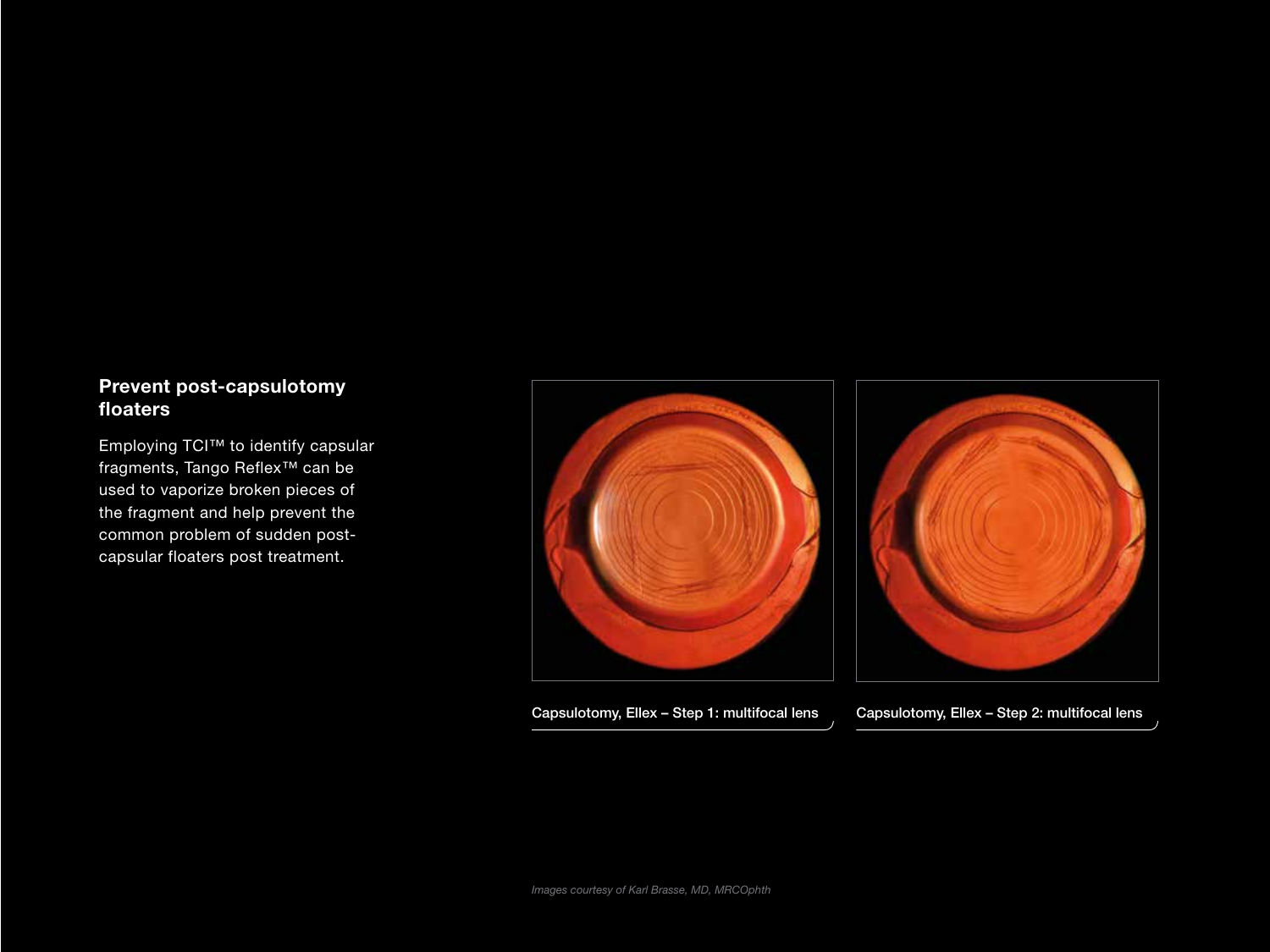## Prevent post-capsulotomy floaters

Employing TCI™ to identify capsular fragments, Tango Reflex™ can be used to vaporize broken pieces of the fragment and help prevent the common problem of sudden post-capsular floaters post treatment.

Capsulotomy, Ellex – Step 1: multifocal lens

Capsulotomy, Ellex – Step 2: multifocal lens

*Images courtesy of Karl Brasse, MD, MRCOphth*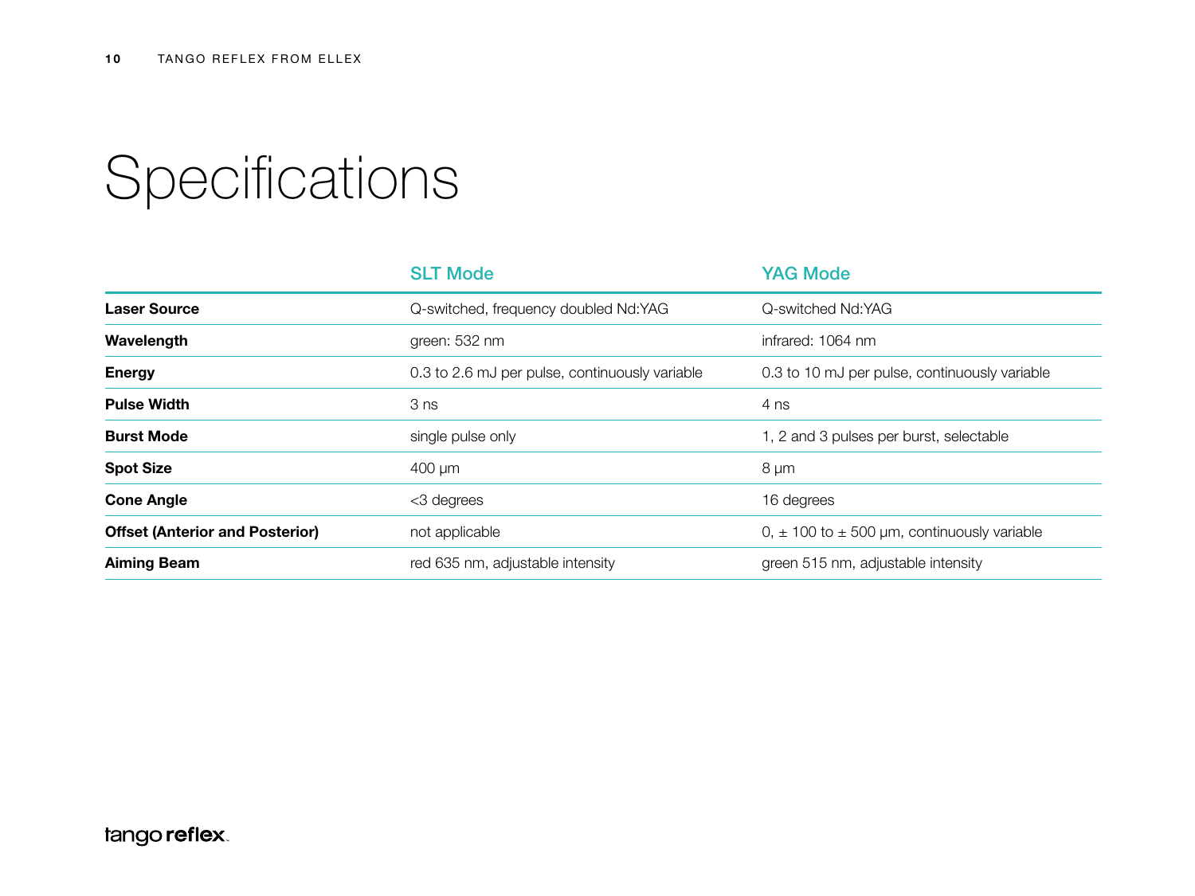# Specifications

| | SLT Mode | YAG Mode |
|---|---|---|
| **Laser Source** | Q-switched, frequency doubled Nd:YAG | Q-switched Nd:YAG |
| **Wavelength** | green: 532 nm | infrared: 1064 nm |
| **Energy** | 0.3 to 2.6 mJ per pulse, continuously variable | 0.3 to 10 mJ per pulse, continuously variable |
| **Pulse Width** | 3 ns | 4 ns |
| **Burst Mode** | single pulse only | 1, 2 and 3 pulses per burst, selectable |
| **Spot Size** | 400 µm | 8 µm |
| **Cone Angle** | <3 degrees | 16 degrees |
| **Offset (Anterior and Posterior)** | not applicable | 0, ± 100 to ± 500 µm, continuously variable |
| **Aiming Beam** | red 635 nm, adjustable intensity | green 515 nm, adjustable intensity |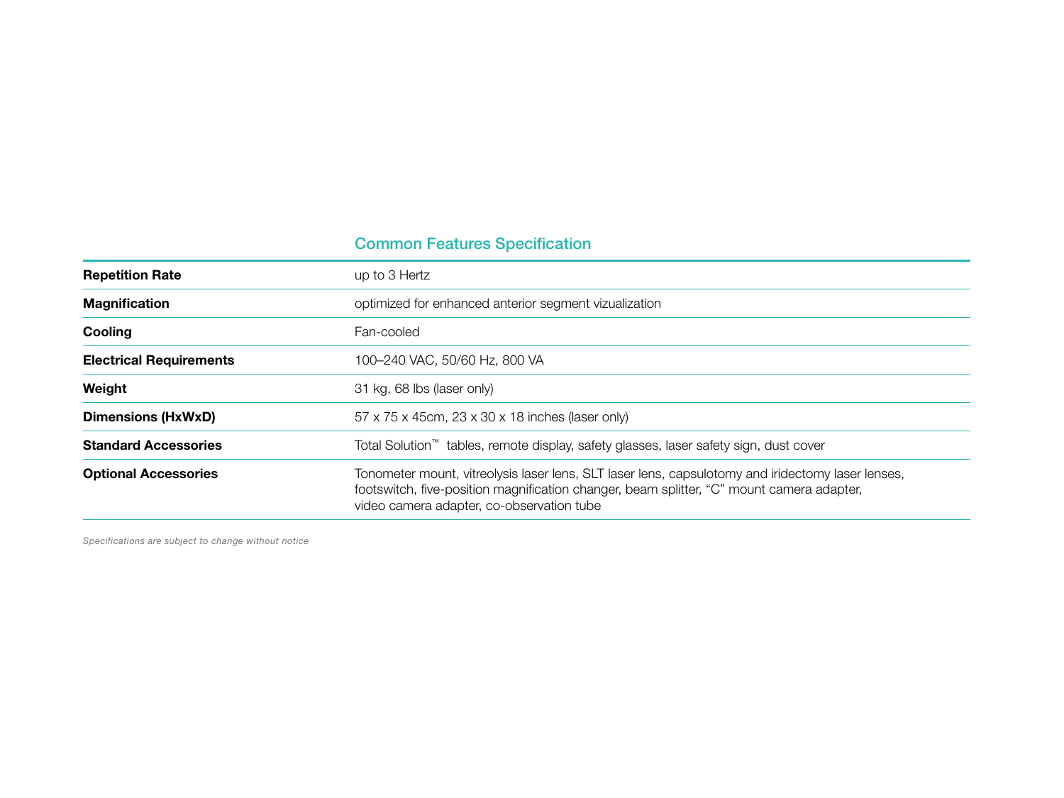## Common Features Specification

| | |
|---|---|
| **Repetition Rate** | up to 3 Hertz |
| **Magnification** | optimized for enhanced anterior segment vizualization |
| **Cooling** | Fan-cooled |
| **Electrical Requirements** | 100–240 VAC, 50/60 Hz, 800 VA |
| **Weight** | 31 kg, 68 lbs (laser only) |
| **Dimensions (HxWxD)** | 57 x 75 x 45cm, 23 x 30 x 18 inches (laser only) |
| **Standard Accessories** | Total Solution™ tables, remote display, safety glasses, laser safety sign, dust cover |
| **Optional Accessories** | Tonometer mount, vitreolysis laser lens, SLT laser lens, capsulotomy and iridectomy laser lenses, footswitch, five-position magnification changer, beam splitter, “C” mount camera adapter, video camera adapter, co-observation tube |

*Specifications are subject to change without notice*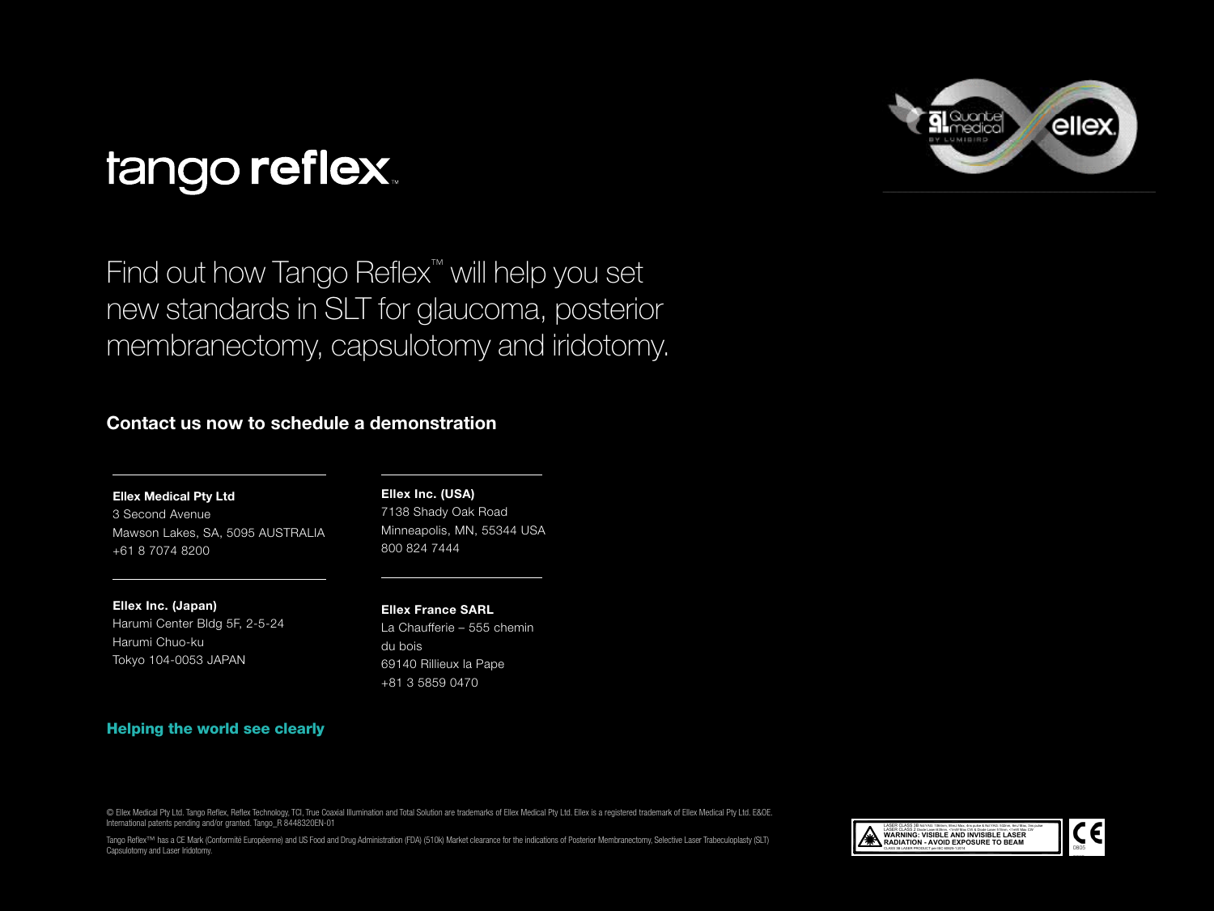# tango reflex™

Find out how Tango Reflex™ will help you set new standards in SLT for glaucoma, posterior membranectomy, capsulotomy and iridotomy.

**Contact us now to schedule a demonstration**

**Ellex Medical Pty Ltd**
3 Second Avenue
Mawson Lakes, SA, 5095 AUSTRALIA
+61 8 7074 8200

**Ellex Inc. (USA)**
7138 Shady Oak Road
Minneapolis, MN, 55344 USA
800 824 7444

**Ellex Inc. (Japan)**
Harumi Center Bldg 5F, 2-5-24
Harumi Chuo-ku
Tokyo 104-0053 JAPAN

**Ellex France SARL**
La Chaufferie – 555 chemin du bois
69140 Rillieux la Pape
+81 3 5859 0470

**Helping the world see clearly**

© Ellex Medical Pty Ltd. Tango Reflex, Reflex Technology, TCI, True Coaxial Illumination and Total Solution are trademarks of Ellex Medical Pty Ltd. Ellex is a registered trademark of Ellex Medical Pty Ltd. E&OE. International patents pending and/or granted. Tango_R 8448320EN-01

Tango Reflex™ has a CE Mark (Conformité Européenne) and US Food and Drug Administration (FDA) (510k) Market clearance for the indications of Posterior Membranectomy, Selective Laser Trabeculoplasty (SLT) Capsulotomy and Laser Iridotomy.

WARNING: VISIBLE AND INVISIBLE LASER RADIATION - AVOID EXPOSURE TO BEAM